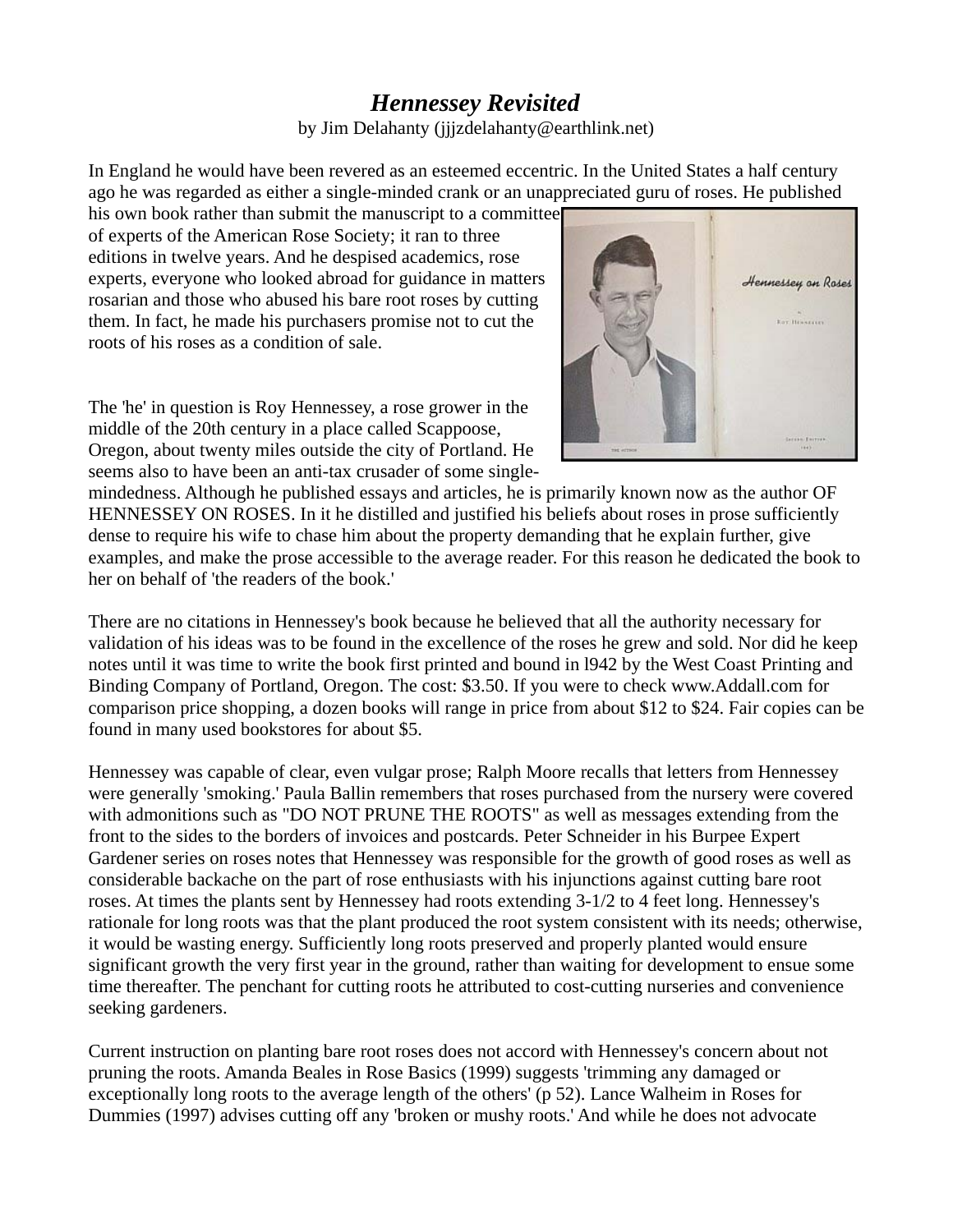# *Hennessey Revisited*

by Jim Delahanty (jjjzdelahanty@earthlink.net)

In England he would have been revered as an esteemed eccentric. In the United States a half century ago he was regarded as either a single-minded crank or an unappreciated guru of roses. He published his own book rather than submit the manuscript to a committee of experts of the American Rose Society; it ran to three editions in twelve years. And he despised academics, rose experts, everyone who looked abroad for guidance in matters rosarian and those who abused his bare root roses by cutting them. In fact, he made his purchasers promise not to cut the roots of his roses as a condition of sale.

The 'he' in question is Roy Hennessey, a rose grower in the middle of the 20th century in a place called Scappoose, Oregon, about twenty miles outside the city of Portland. He seems also to have been an anti-tax crusader of some single-mindedness. Although he published essays and articles, he is primarily known now as the author OF HENNESSEY ON ROSES. In it he distilled and justified his beliefs about roses in prose sufficiently dense to require his wife to chase him about the property demanding that he explain further, give examples, and make the prose accessible to the average reader. For this reason he dedicated the book to her on behalf of 'the readers of the book.'

There are no citations in Hennessey's book because he believed that all the authority necessary for validation of his ideas was to be found in the excellence of the roses he grew and sold. Nor did he keep notes until it was time to write the book first printed and bound in l942 by the West Coast Printing and Binding Company of Portland, Oregon. The cost: $3.50. If you were to check www.Addall.com for comparison price shopping, a dozen books will range in price from about $12 to $24. Fair copies can be found in many used bookstores for about $5.

Hennessey was capable of clear, even vulgar prose; Ralph Moore recalls that letters from Hennessey were generally 'smoking.' Paula Ballin remembers that roses purchased from the nursery were covered with admonitions such as "DO NOT PRUNE THE ROOTS" as well as messages extending from the front to the sides to the borders of invoices and postcards. Peter Schneider in his Burpee Expert Gardener series on roses notes that Hennessey was responsible for the growth of good roses as well as considerable backache on the part of rose enthusiasts with his injunctions against cutting bare root roses. At times the plants sent by Hennessey had roots extending 3-1/2 to 4 feet long. Hennessey's rationale for long roots was that the plant produced the root system consistent with its needs; otherwise, it would be wasting energy. Sufficiently long roots preserved and properly planted would ensure significant growth the very first year in the ground, rather than waiting for development to ensue some time thereafter. The penchant for cutting roots he attributed to cost-cutting nurseries and convenience seeking gardeners.

Current instruction on planting bare root roses does not accord with Hennessey's concern about not pruning the roots. Amanda Beales in Rose Basics (1999) suggests 'trimming any damaged or exceptionally long roots to the average length of the others' (p 52). Lance Walheim in Roses for Dummies (1997) advises cutting off any 'broken or mushy roots.' And while he does not advocate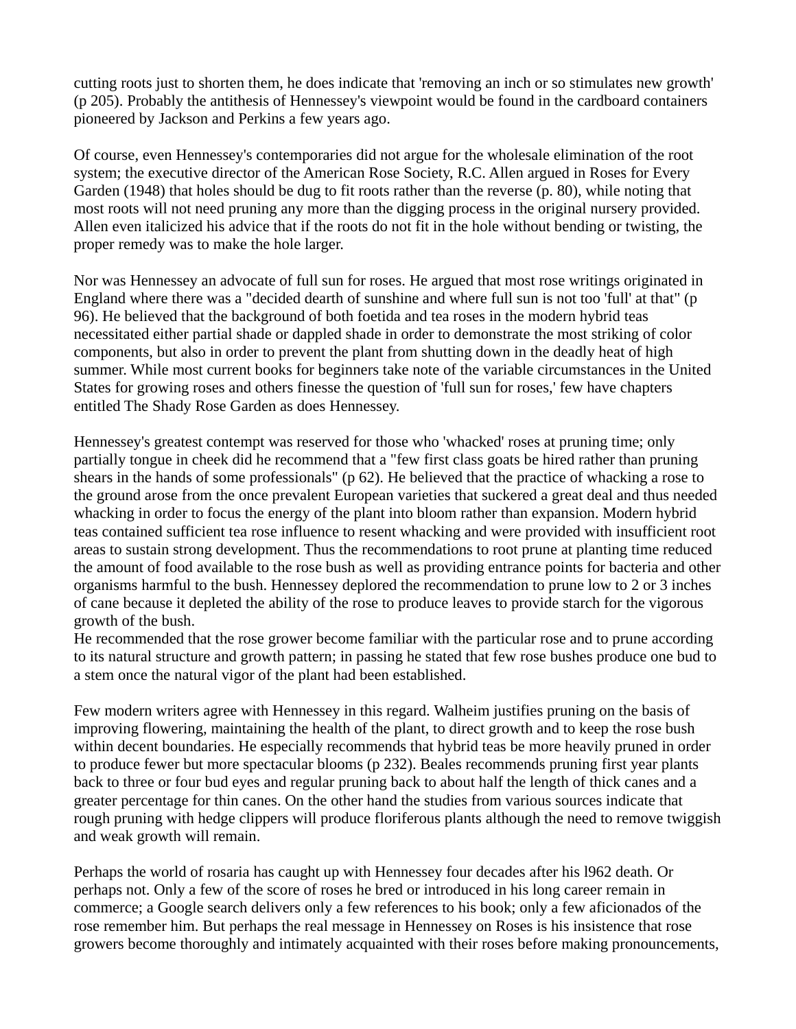cutting roots just to shorten them, he does indicate that 'removing an inch or so stimulates new growth' (p 205). Probably the antithesis of Hennessey's viewpoint would be found in the cardboard containers pioneered by Jackson and Perkins a few years ago.

Of course, even Hennessey's contemporaries did not argue for the wholesale elimination of the root system; the executive director of the American Rose Society, R.C. Allen argued in Roses for Every Garden (1948) that holes should be dug to fit roots rather than the reverse (p. 80), while noting that most roots will not need pruning any more than the digging process in the original nursery provided. Allen even italicized his advice that if the roots do not fit in the hole without bending or twisting, the proper remedy was to make the hole larger.

Nor was Hennessey an advocate of full sun for roses. He argued that most rose writings originated in England where there was a "decided dearth of sunshine and where full sun is not too 'full' at that" (p 96). He believed that the background of both foetida and tea roses in the modern hybrid teas necessitated either partial shade or dappled shade in order to demonstrate the most striking of color components, but also in order to prevent the plant from shutting down in the deadly heat of high summer. While most current books for beginners take note of the variable circumstances in the United States for growing roses and others finesse the question of 'full sun for roses,' few have chapters entitled The Shady Rose Garden as does Hennessey.

Hennessey's greatest contempt was reserved for those who 'whacked' roses at pruning time; only partially tongue in cheek did he recommend that a "few first class goats be hired rather than pruning shears in the hands of some professionals" (p 62). He believed that the practice of whacking a rose to the ground arose from the once prevalent European varieties that suckered a great deal and thus needed whacking in order to focus the energy of the plant into bloom rather than expansion. Modern hybrid teas contained sufficient tea rose influence to resent whacking and were provided with insufficient root areas to sustain strong development. Thus the recommendations to root prune at planting time reduced the amount of food available to the rose bush as well as providing entrance points for bacteria and other organisms harmful to the bush. Hennessey deplored the recommendation to prune low to 2 or 3 inches of cane because it depleted the ability of the rose to produce leaves to provide starch for the vigorous growth of the bush.
He recommended that the rose grower become familiar with the particular rose and to prune according to its natural structure and growth pattern; in passing he stated that few rose bushes produce one bud to a stem once the natural vigor of the plant had been established.

Few modern writers agree with Hennessey in this regard. Walheim justifies pruning on the basis of improving flowering, maintaining the health of the plant, to direct growth and to keep the rose bush within decent boundaries. He especially recommends that hybrid teas be more heavily pruned in order to produce fewer but more spectacular blooms (p 232). Beales recommends pruning first year plants back to three or four bud eyes and regular pruning back to about half the length of thick canes and a greater percentage for thin canes. On the other hand the studies from various sources indicate that rough pruning with hedge clippers will produce floriferous plants although the need to remove twiggish and weak growth will remain.

Perhaps the world of rosaria has caught up with Hennessey four decades after his l962 death. Or perhaps not. Only a few of the score of roses he bred or introduced in his long career remain in commerce; a Google search delivers only a few references to his book; only a few aficionados of the rose remember him. But perhaps the real message in Hennessey on Roses is his insistence that rose growers become thoroughly and intimately acquainted with their roses before making pronouncements,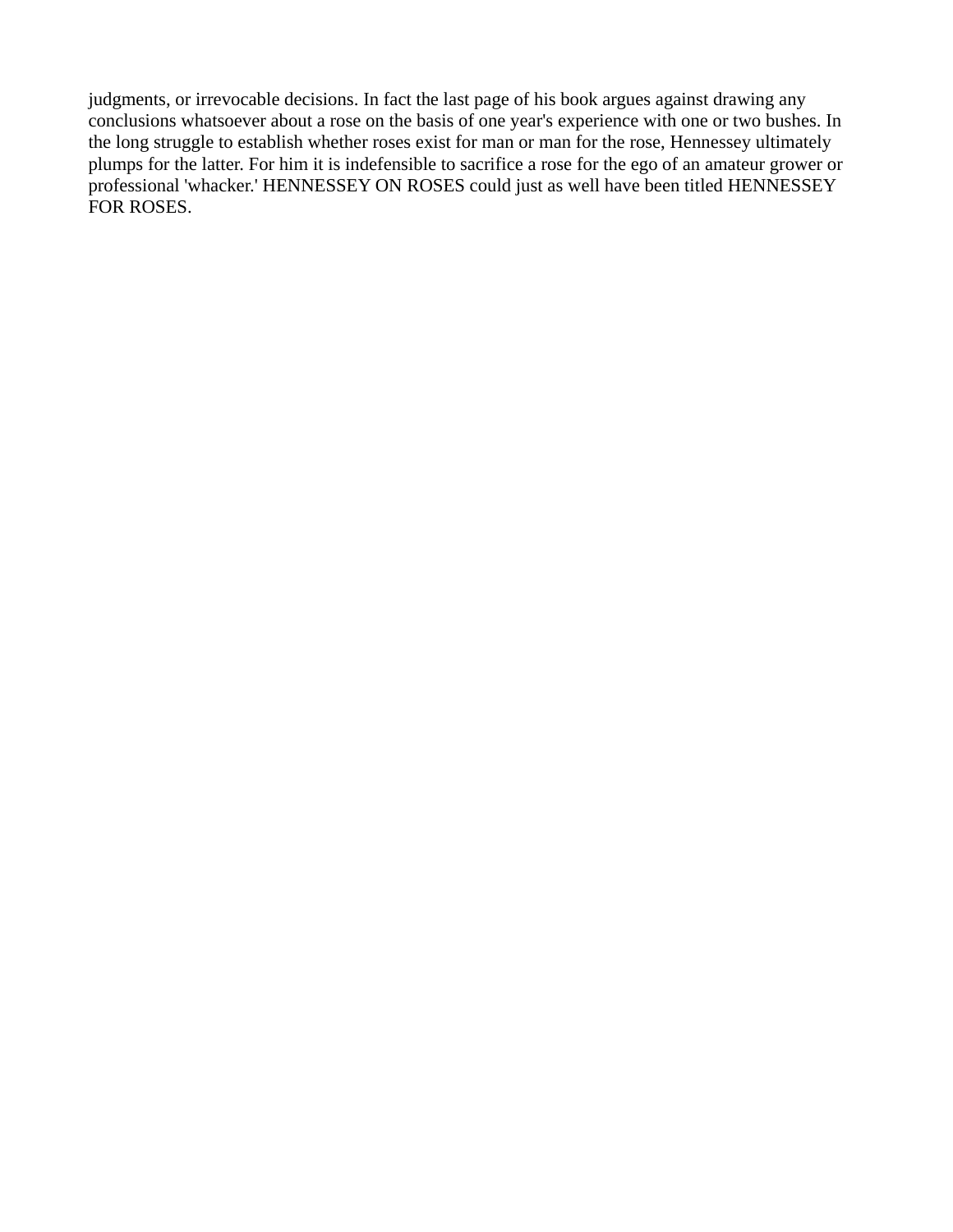judgments, or irrevocable decisions. In fact the last page of his book argues against drawing any conclusions whatsoever about a rose on the basis of one year's experience with one or two bushes. In the long struggle to establish whether roses exist for man or man for the rose, Hennessey ultimately plumps for the latter. For him it is indefensible to sacrifice a rose for the ego of an amateur grower or professional 'whacker.' HENNESSEY ON ROSES could just as well have been titled HENNESSEY FOR ROSES.